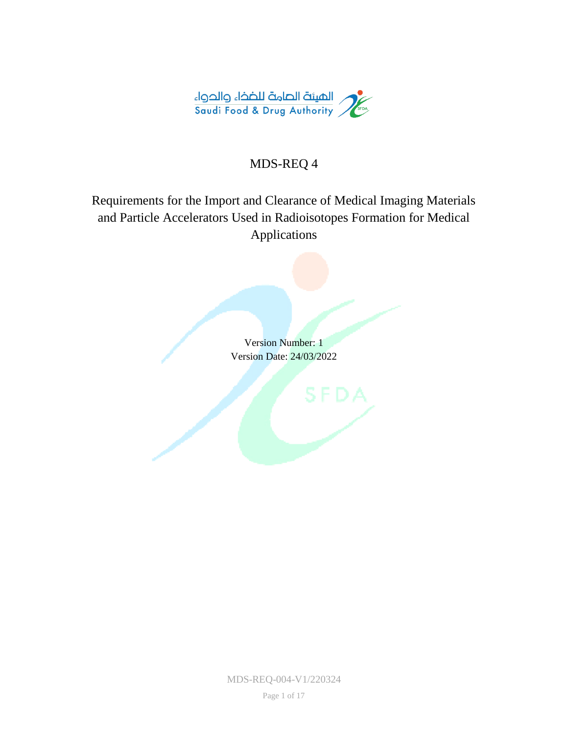الهيئة العامة للغذاء والدواء
Saudi Food & Drug Authority

# MDS-REQ 4

## Requirements for the Import and Clearance of Medical Imaging Materials and Particle Accelerators Used in Radioisotopes Formation for Medical Applications

Version Number: 1
Version Date: 24/03/2022

MDS-REQ-004-V1/220324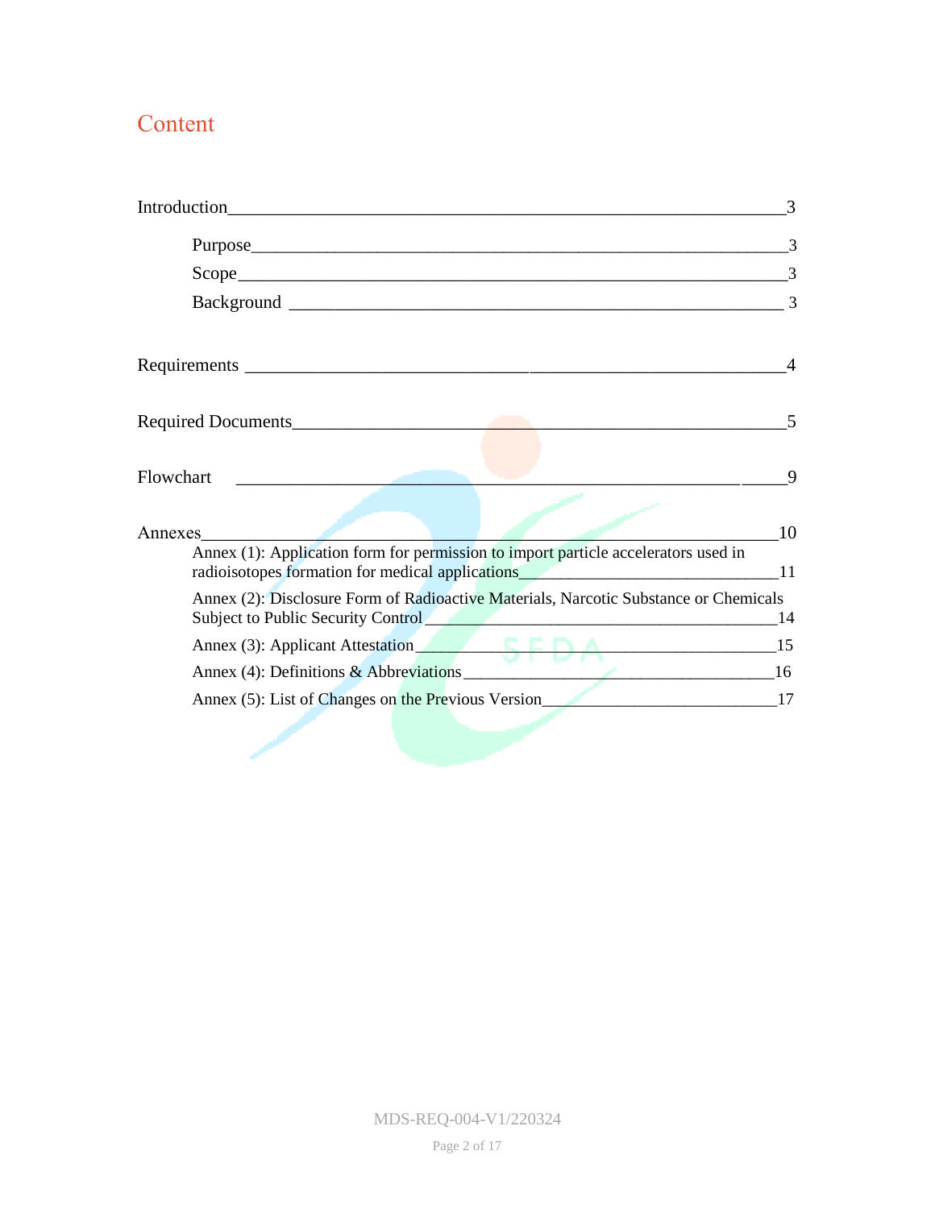# Content

Introduction ____________________________________________ 3

- Purpose ____________________________________________ 3
- Scope ____________________________________________ 3
- Background ____________________________________________ 3

Requirements ____________________________________________ 4

Required Documents ____________________________________________ 5

Flowchart ____________________________________________ 9

Annexes ____________________________________________ 10

- Annex (1): Application form for permission to import particle accelerators used in radioisotopes formation for medical applications ____________________ 11
- Annex (2): Disclosure Form of Radioactive Materials, Narcotic Substance or Chemicals Subject to Public Security Control ____________________ 14
- Annex (3): Applicant Attestation ____________________ 15
- Annex (4): Definitions & Abbreviations ____________________ 16
- Annex (5): List of Changes on the Previous Version ____________________ 17

MDS-REQ-004-V1/220324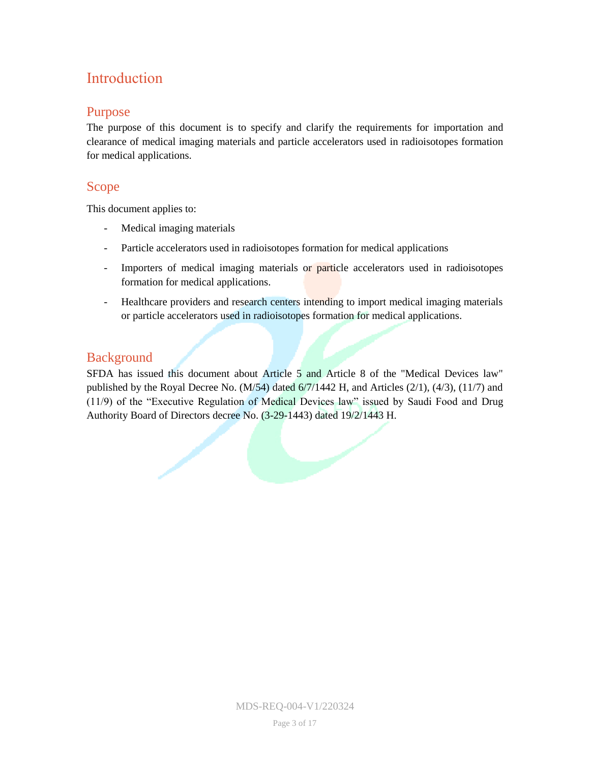# Introduction

## Purpose

The purpose of this document is to specify and clarify the requirements for importation and clearance of medical imaging materials and particle accelerators used in radioisotopes formation for medical applications.

## Scope

This document applies to:

- Medical imaging materials
- Particle accelerators used in radioisotopes formation for medical applications
- Importers of medical imaging materials or particle accelerators used in radioisotopes formation for medical applications.
- Healthcare providers and research centers intending to import medical imaging materials or particle accelerators used in radioisotopes formation for medical applications.

## Background

SFDA has issued this document about Article 5 and Article 8 of the "Medical Devices law" published by the Royal Decree No. (M/54) dated 6/7/1442 H, and Articles (2/1), (4/3), (11/7) and (11/9) of the “Executive Regulation of Medical Devices law” issued by Saudi Food and Drug Authority Board of Directors decree No. (3-29-1443) dated 19/2/1443 H.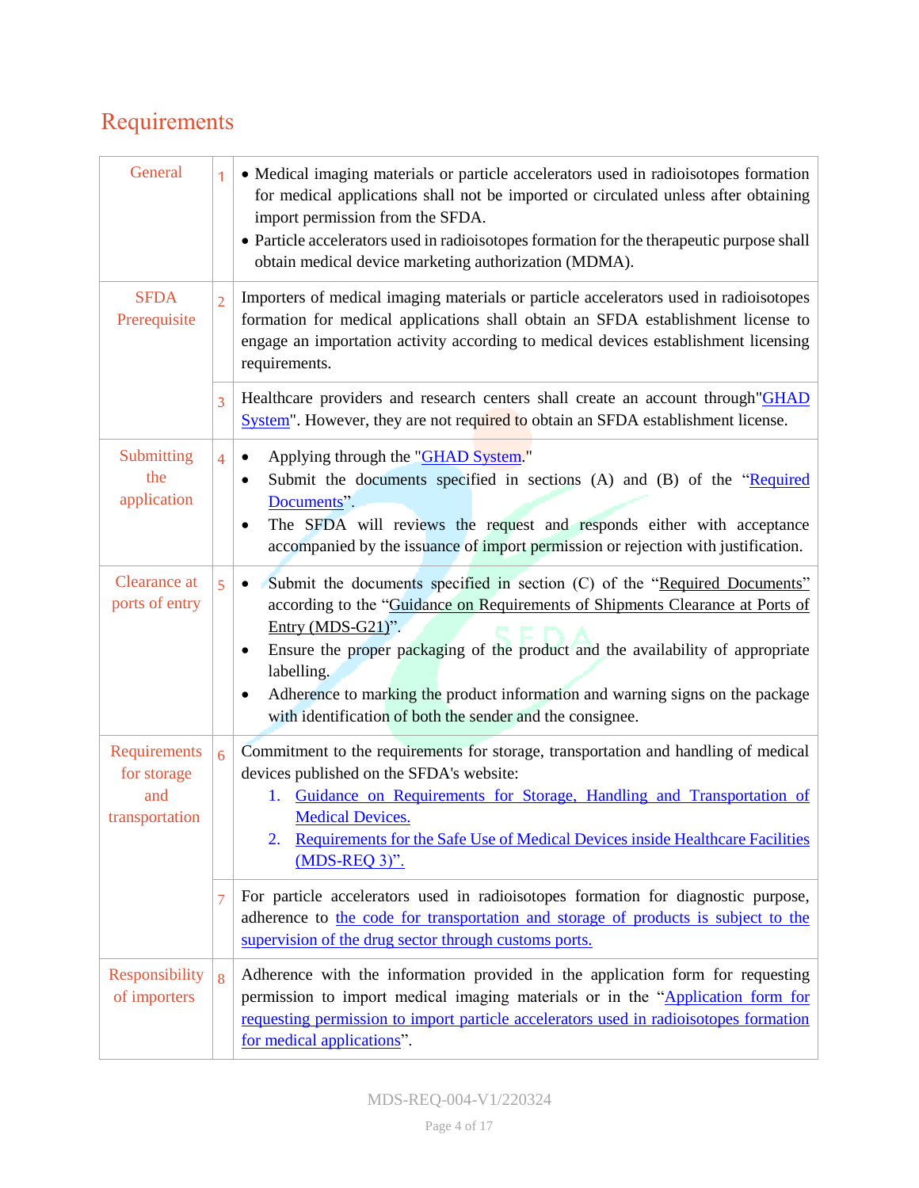## Requirements

| | | |
|---|---|---|
| General | 1 | • Medical imaging materials or particle accelerators used in radioisotopes formation for medical applications shall not be imported or circulated unless after obtaining import permission from the SFDA.<br>• Particle accelerators used in radioisotopes formation for the therapeutic purpose shall obtain medical device marketing authorization (MDMA). |
| SFDA Prerequisite | 2 | Importers of medical imaging materials or particle accelerators used in radioisotopes formation for medical applications shall obtain an SFDA establishment license to engage an importation activity according to medical devices establishment licensing requirements. |
| | 3 | Healthcare providers and research centers shall create an account through"GHAD System". However, they are not required to obtain an SFDA establishment license. |
| Submitting the application | 4 | • Applying through the "GHAD System."<br>• Submit the documents specified in sections (A) and (B) of the "Required Documents".<br>• The SFDA will reviews the request and responds either with acceptance accompanied by the issuance of import permission or rejection with justification. |
| Clearance at ports of entry | 5 | • Submit the documents specified in section (C) of the "Required Documents" according to the "Guidance on Requirements of Shipments Clearance at Ports of Entry (MDS-G21)".<br>• Ensure the proper packaging of the product and the availability of appropriate labelling.<br>• Adherence to marking the product information and warning signs on the package with identification of both the sender and the consignee. |
| Requirements for storage and transportation | 6 | Commitment to the requirements for storage, transportation and handling of medical devices published on the SFDA's website:<br>1. Guidance on Requirements for Storage, Handling and Transportation of Medical Devices.<br>2. Requirements for the Safe Use of Medical Devices inside Healthcare Facilities (MDS-REQ 3)". |
| | 7 | For particle accelerators used in radioisotopes formation for diagnostic purpose, adherence to the code for transportation and storage of products is subject to the supervision of the drug sector through customs ports. |
| Responsibility of importers | 8 | Adherence with the information provided in the application form for requesting permission to import medical imaging materials or in the "Application form for requesting permission to import particle accelerators used in radioisotopes formation for medical applications". |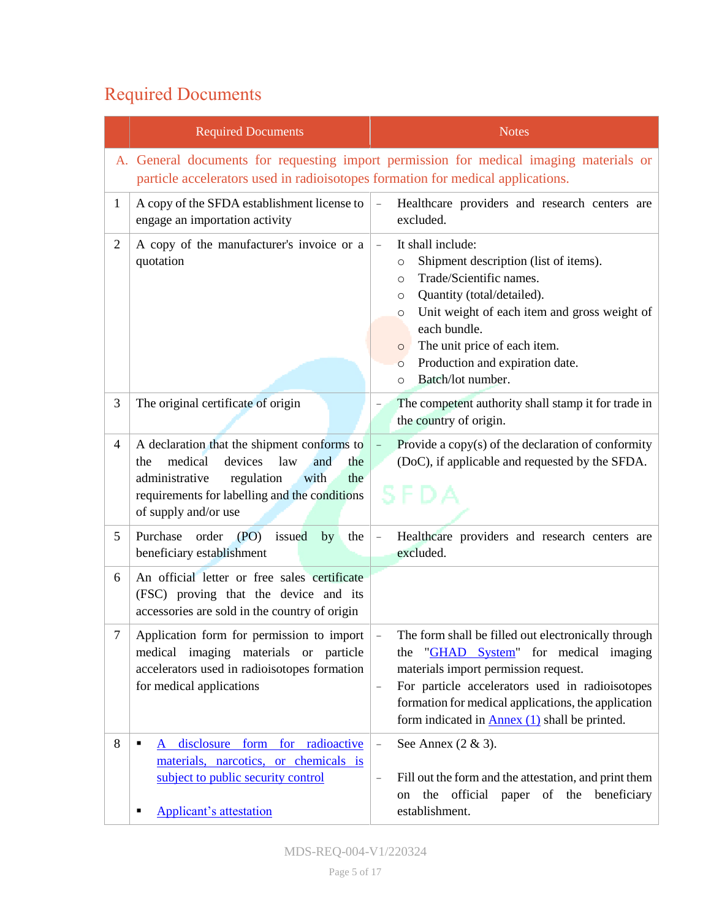# Required Documents

| | Required Documents | Notes |
|---|---|---|
| A. | General documents for requesting import permission for medical imaging materials or particle accelerators used in radioisotopes formation for medical applications. | |
| 1 | A copy of the SFDA establishment license to engage an importation activity | - Healthcare providers and research centers are excluded. |
| 2 | A copy of the manufacturer's invoice or a quotation | - It shall include:<br>○ Shipment description (list of items).<br>○ Trade/Scientific names.<br>○ Quantity (total/detailed).<br>○ Unit weight of each item and gross weight of each bundle.<br>○ The unit price of each item.<br>○ Production and expiration date.<br>○ Batch/lot number. |
| 3 | The original certificate of origin | - The competent authority shall stamp it for trade in the country of origin. |
| 4 | A declaration that the shipment conforms to the medical devices law and the administrative regulation with the requirements for labelling and the conditions of supply and/or use | - Provide a copy(s) of the declaration of conformity (DoC), if applicable and requested by the SFDA. |
| 5 | Purchase order (PO) issued by the beneficiary establishment | - Healthcare providers and research centers are excluded. |
| 6 | An official letter or free sales certificate (FSC) proving that the device and its accessories are sold in the country of origin | |
| 7 | Application form for permission to import medical imaging materials or particle accelerators used in radioisotopes formation for medical applications | - The form shall be filled out electronically through the "GHAD System" for medical imaging materials import permission request.<br>- For particle accelerators used in radioisotopes formation for medical applications, the application form indicated in Annex (1) shall be printed. |
| 8 | ▪ A disclosure form for radioactive materials, narcotics, or chemicals is subject to public security control<br>▪ Applicant's attestation | - See Annex (2 & 3).<br>- Fill out the form and the attestation, and print them on the official paper of the beneficiary establishment. |

MDS-REQ-004-V1/220324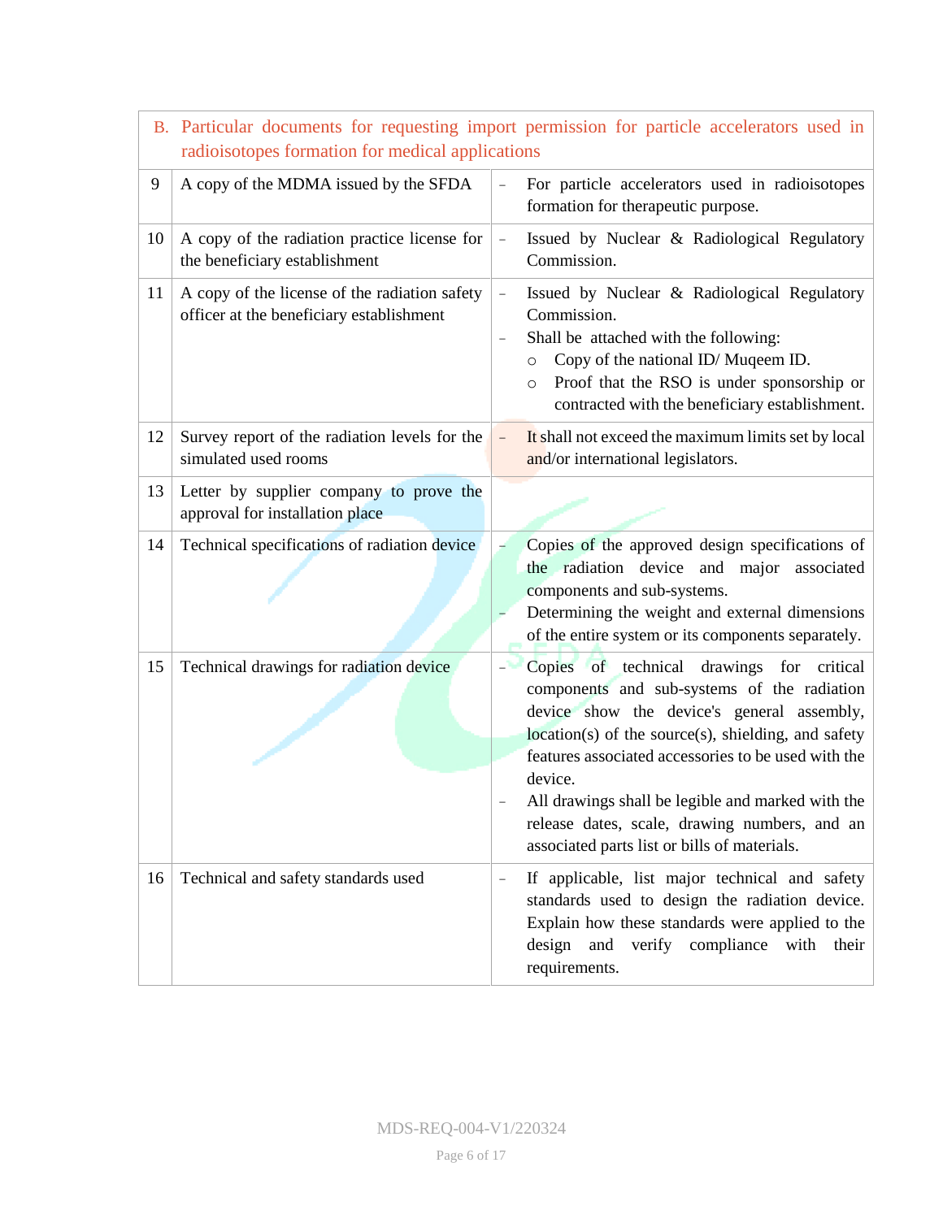| B. Particular documents for requesting import permission for particle accelerators used in radioisotopes formation for medical applications | | |
|---|---|---|
| 9 | A copy of the MDMA issued by the SFDA | - For particle accelerators used in radioisotopes formation for therapeutic purpose. |
| 10 | A copy of the radiation practice license for the beneficiary establishment | - Issued by Nuclear & Radiological Regulatory Commission. |
| 11 | A copy of the license of the radiation safety officer at the beneficiary establishment | - Issued by Nuclear & Radiological Regulatory Commission.<br>- Shall be attached with the following:<br>○ Copy of the national ID/ Muqeem ID.<br>○ Proof that the RSO is under sponsorship or contracted with the beneficiary establishment. |
| 12 | Survey report of the radiation levels for the simulated used rooms | - It shall not exceed the maximum limits set by local and/or international legislators. |
| 13 | Letter by supplier company to prove the approval for installation place | |
| 14 | Technical specifications of radiation device | - Copies of the approved design specifications of the radiation device and major associated components and sub-systems.<br>- Determining the weight and external dimensions of the entire system or its components separately. |
| 15 | Technical drawings for radiation device | - Copies of technical drawings for critical components and sub-systems of the radiation device show the device's general assembly, location(s) of the source(s), shielding, and safety features associated accessories to be used with the device.<br>- All drawings shall be legible and marked with the release dates, scale, drawing numbers, and an associated parts list or bills of materials. |
| 16 | Technical and safety standards used | - If applicable, list major technical and safety standards used to design the radiation device. Explain how these standards were applied to the design and verify compliance with their requirements. |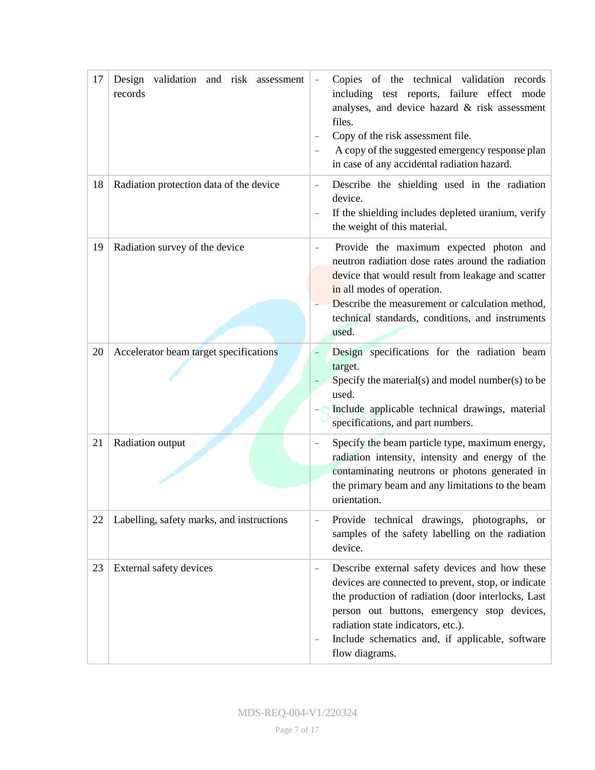| | | |
|---|---|---|
| 17 | Design validation and risk assessment records | – Copies of the technical validation records including test reports, failure effect mode analyses, and device hazard & risk assessment files.<br>– Copy of the risk assessment file.<br>– A copy of the suggested emergency response plan in case of any accidental radiation hazard. |
| 18 | Radiation protection data of the device | – Describe the shielding used in the radiation device.<br>– If the shielding includes depleted uranium, verify the weight of this material. |
| 19 | Radiation survey of the device | – Provide the maximum expected photon and neutron radiation dose rates around the radiation device that would result from leakage and scatter in all modes of operation.<br>– Describe the measurement or calculation method, technical standards, conditions, and instruments used. |
| 20 | Accelerator beam target specifications | – Design specifications for the radiation beam target.<br>– Specify the material(s) and model number(s) to be used.<br>– Include applicable technical drawings, material specifications, and part numbers. |
| 21 | Radiation output | – Specify the beam particle type, maximum energy, radiation intensity, intensity and energy of the contaminating neutrons or photons generated in the primary beam and any limitations to the beam orientation. |
| 22 | Labelling, safety marks, and instructions | – Provide technical drawings, photographs, or samples of the safety labelling on the radiation device. |
| 23 | External safety devices | – Describe external safety devices and how these devices are connected to prevent, stop, or indicate the production of radiation (door interlocks, Last person out buttons, emergency stop devices, radiation state indicators, etc.).<br>– Include schematics and, if applicable, software flow diagrams. |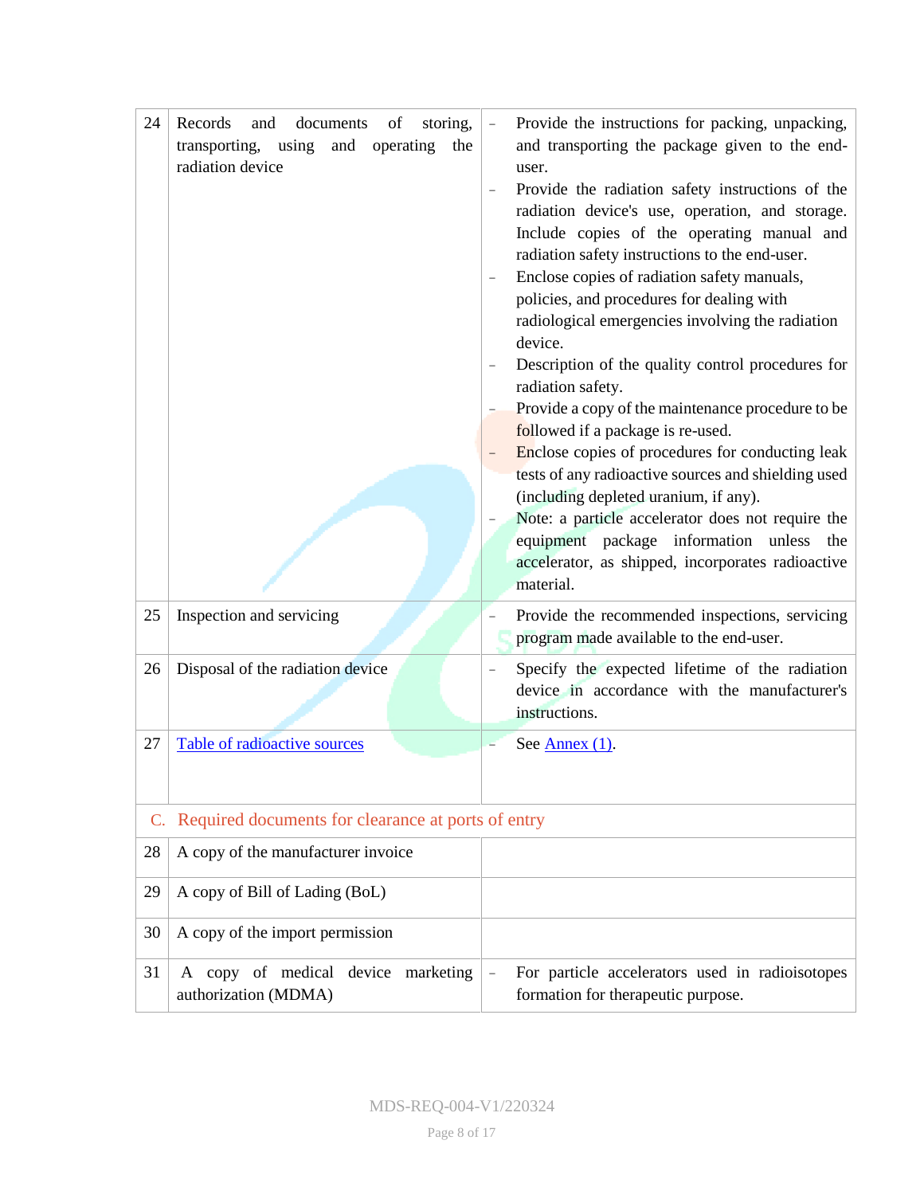| | | |
|---|---|---|
| 24 | Records and documents of storing, transporting, using and operating the radiation device | - Provide the instructions for packing, unpacking, and transporting the package given to the end-user.<br>- Provide the radiation safety instructions of the radiation device's use, operation, and storage. Include copies of the operating manual and radiation safety instructions to the end-user.<br>- Enclose copies of radiation safety manuals, policies, and procedures for dealing with radiological emergencies involving the radiation device.<br>- Description of the quality control procedures for radiation safety.<br>- Provide a copy of the maintenance procedure to be followed if a package is re-used.<br>- Enclose copies of procedures for conducting leak tests of any radioactive sources and shielding used (including depleted uranium, if any).<br>- Note: a particle accelerator does not require the equipment package information unless the accelerator, as shipped, incorporates radioactive material. |
| 25 | Inspection and servicing | - Provide the recommended inspections, servicing program made available to the end-user. |
| 26 | Disposal of the radiation device | - Specify the expected lifetime of the radiation device in accordance with the manufacturer's instructions. |
| 27 | Table of radioactive sources | - See Annex (1). |
| **C.** | **Required documents for clearance at ports of entry** | |
| 28 | A copy of the manufacturer invoice | |
| 29 | A copy of Bill of Lading (BoL) | |
| 30 | A copy of the import permission | |
| 31 | A copy of medical device marketing authorization (MDMA) | - For particle accelerators used in radioisotopes formation for therapeutic purpose. |

MDS-REQ-004-V1/220324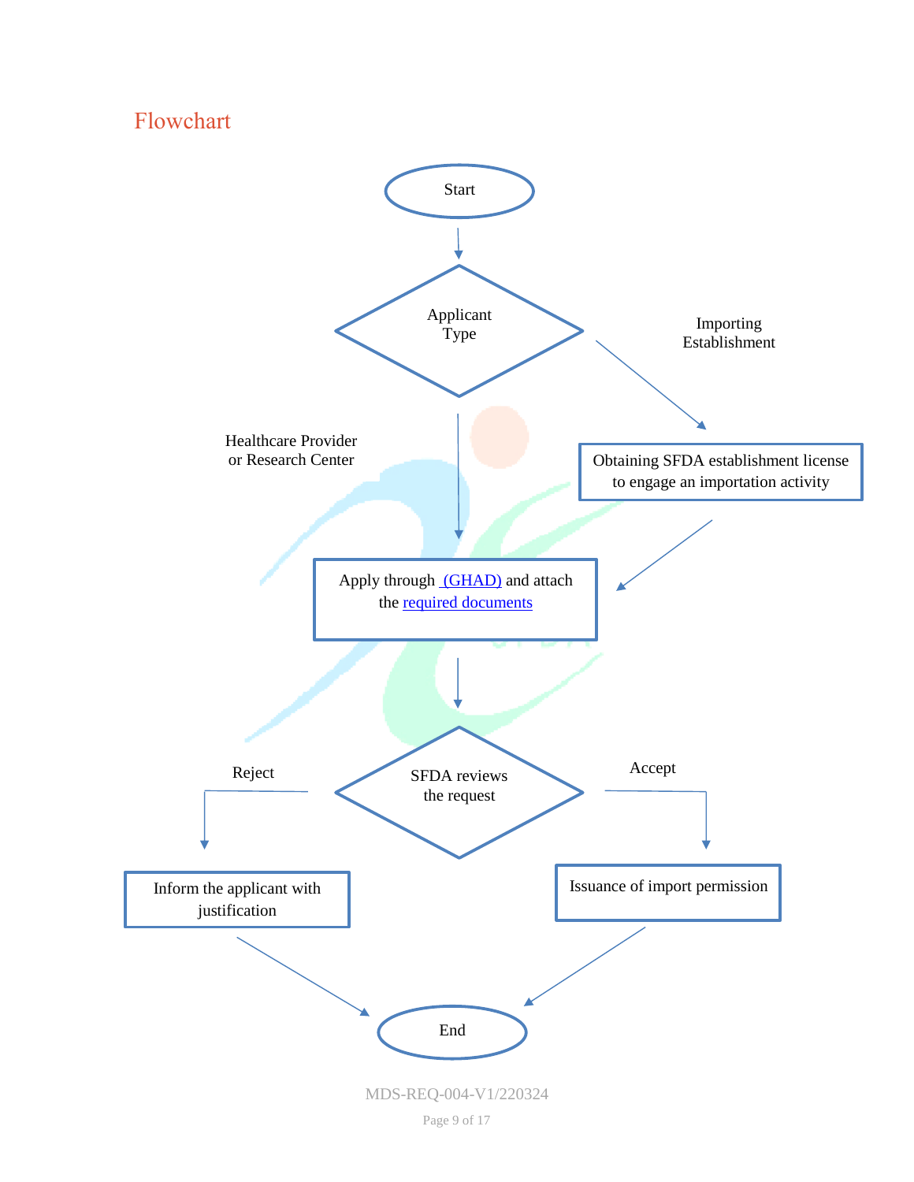## Flowchart

Start

Applicant Type

Healthcare Provider or Research Center

Importing Establishment

Obtaining SFDA establishment license to engage an importation activity

Apply through (GHAD) and attach the required documents

SFDA reviews the request

Reject

Accept

Inform the applicant with justification

Issuance of import permission

End

MDS-REQ-004-V1/220324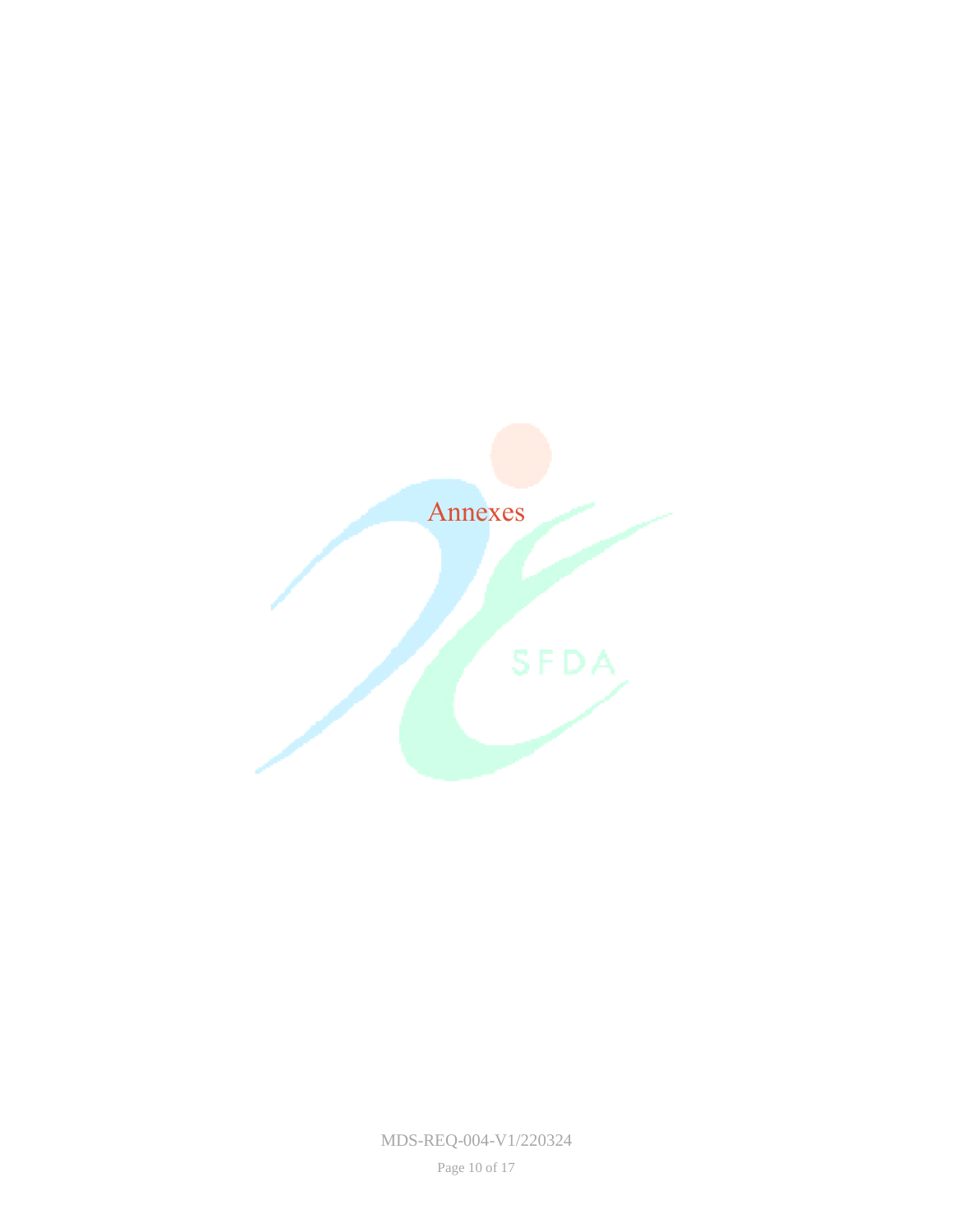# Annexes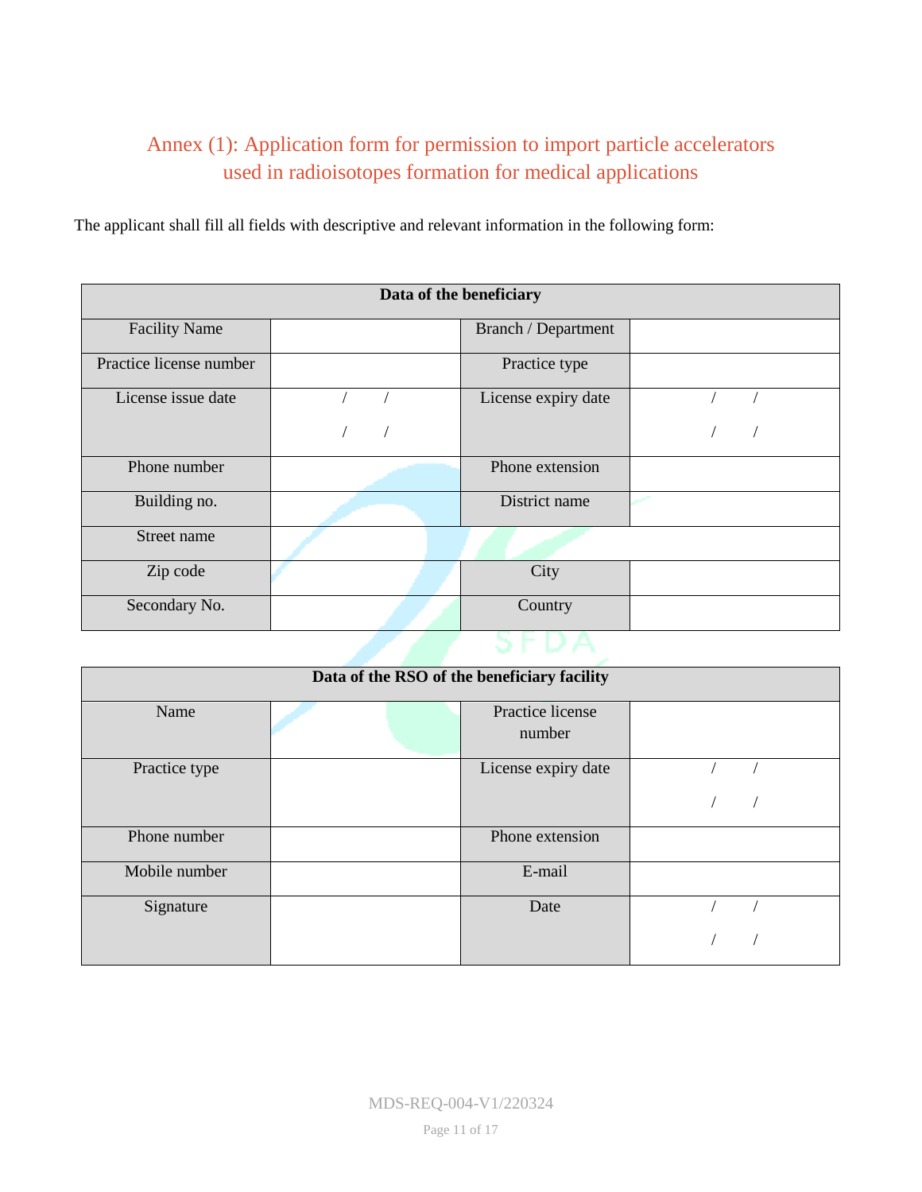## Annex (1): Application form for permission to import particle accelerators used in radioisotopes formation for medical applications

The applicant shall fill all fields with descriptive and relevant information in the following form:

| Data of the beneficiary | | | |
|---|---|---|---|
| Facility Name | | Branch / Department | |
| Practice license number | | Practice type | |
| License issue date | / / <br> / / | License expiry date | / / <br> / / |
| Phone number | | Phone extension | |
| Building no. | | District name | |
| Street name | | | |
| Zip code | | City | |
| Secondary No. | | Country | |

| Data of the RSO of the beneficiary facility | | | |
|---|---|---|---|
| Name | | Practice license number | |
| Practice type | | License expiry date | / / <br> / / |
| Phone number | | Phone extension | |
| Mobile number | | E-mail | |
| Signature | | Date | / / <br> / / |

MDS-REQ-004-V1/220324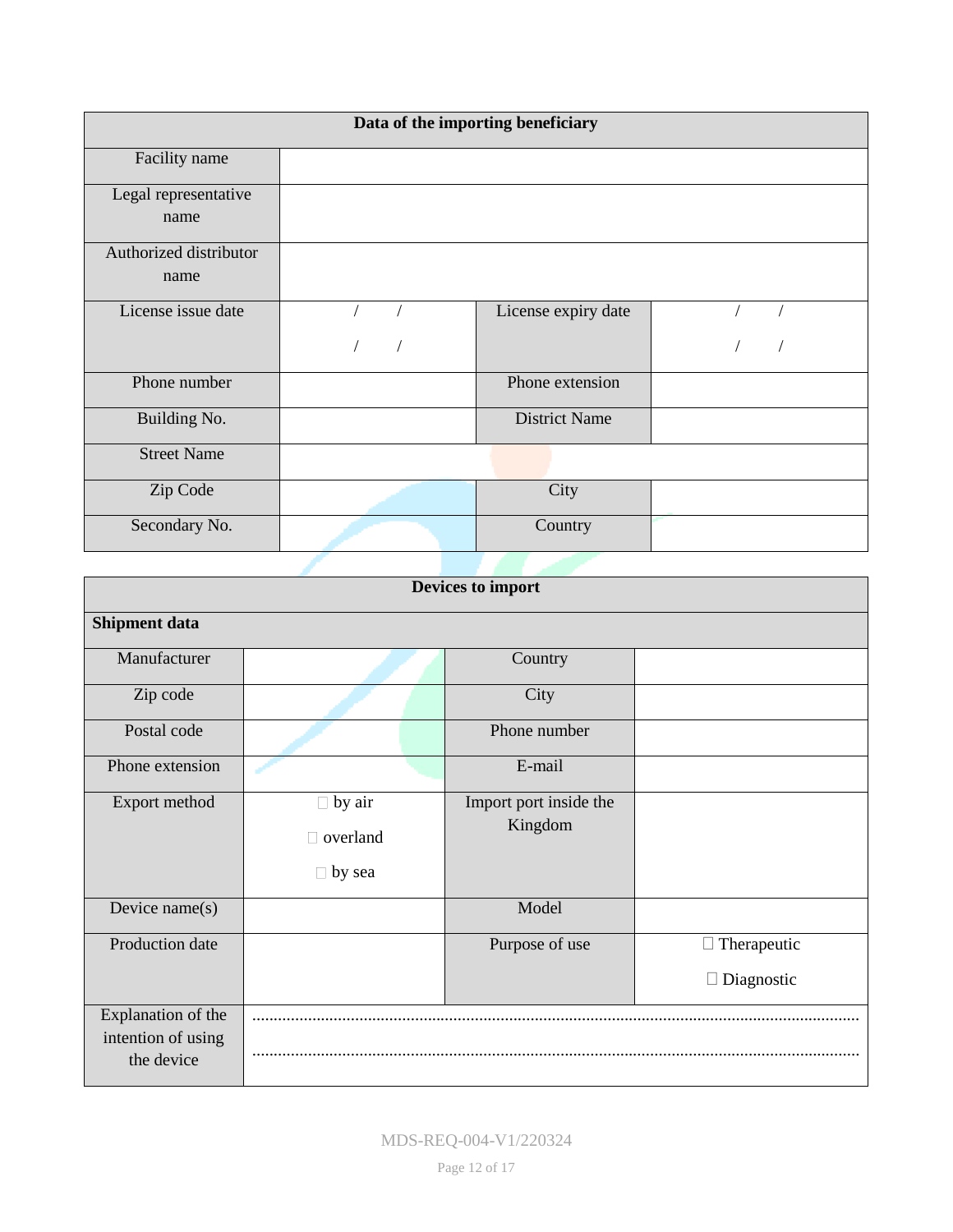| Data of the importing beneficiary | | | |
|---|---|---|---|
| Facility name | | | |
| Legal representative name | | | |
| Authorized distributor name | | | |
| License issue date | / / <br> / / | License expiry date | / / <br> / / |
| Phone number | | Phone extension | |
| Building No. | | District Name | |
| Street Name | | | |
| Zip Code | | City | |
| Secondary No. | | Country | |

| Devices to import | | | |
|---|---|---|---|
| **Shipment data** | | | |
| Manufacturer | | Country | |
| Zip code | | City | |
| Postal code | | Phone number | |
| Phone extension | | E-mail | |
| Export method | ☐ by air <br> ☐ overland <br> ☐ by sea | Import port inside the Kingdom | |
| Device name(s) | | Model | |
| Production date | | Purpose of use | ☐ Therapeutic <br> ☐ Diagnostic |
| Explanation of the intention of using the device | ............................................................................................................................ <br> ............................................................................................................................ | | |

MDS-REQ-004-V1/220324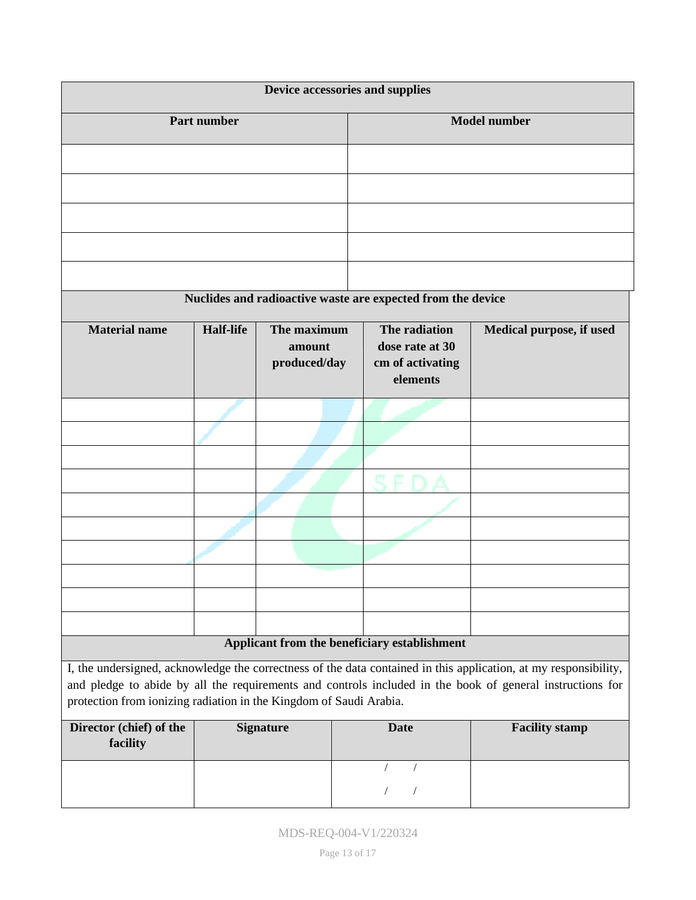| Device accessories and supplies | |
|---|---|
| **Part number** | **Model number** |
| | |
| | |
| | |
| | |
| | |

| Nuclides and radioactive waste are expected from the device | | | | |
|---|---|---|---|---|
| **Material name** | **Half-life** | **The maximum amount produced/day** | **The radiation dose rate at 30 cm of activating elements** | **Medical purpose, if used** |
| | | | | |
| | | | | |
| | | | | |
| | | | | |
| | | | | |
| | | | | |
| | | | | |
| | | | | |
| | | | | |
| | | | | |

| Applicant from the beneficiary establishment | | | |
|---|---|---|---|
| I, the undersigned, acknowledge the correctness of the data contained in this application, at my responsibility, and pledge to abide by all the requirements and controls included in the book of general instructions for protection from ionizing radiation in the Kingdom of Saudi Arabia. | | | |
| **Director (chief) of the facility** | **Signature** | **Date** | **Facility stamp** |
| | | / / <br> / / | |

MDS-REQ-004-V1/220324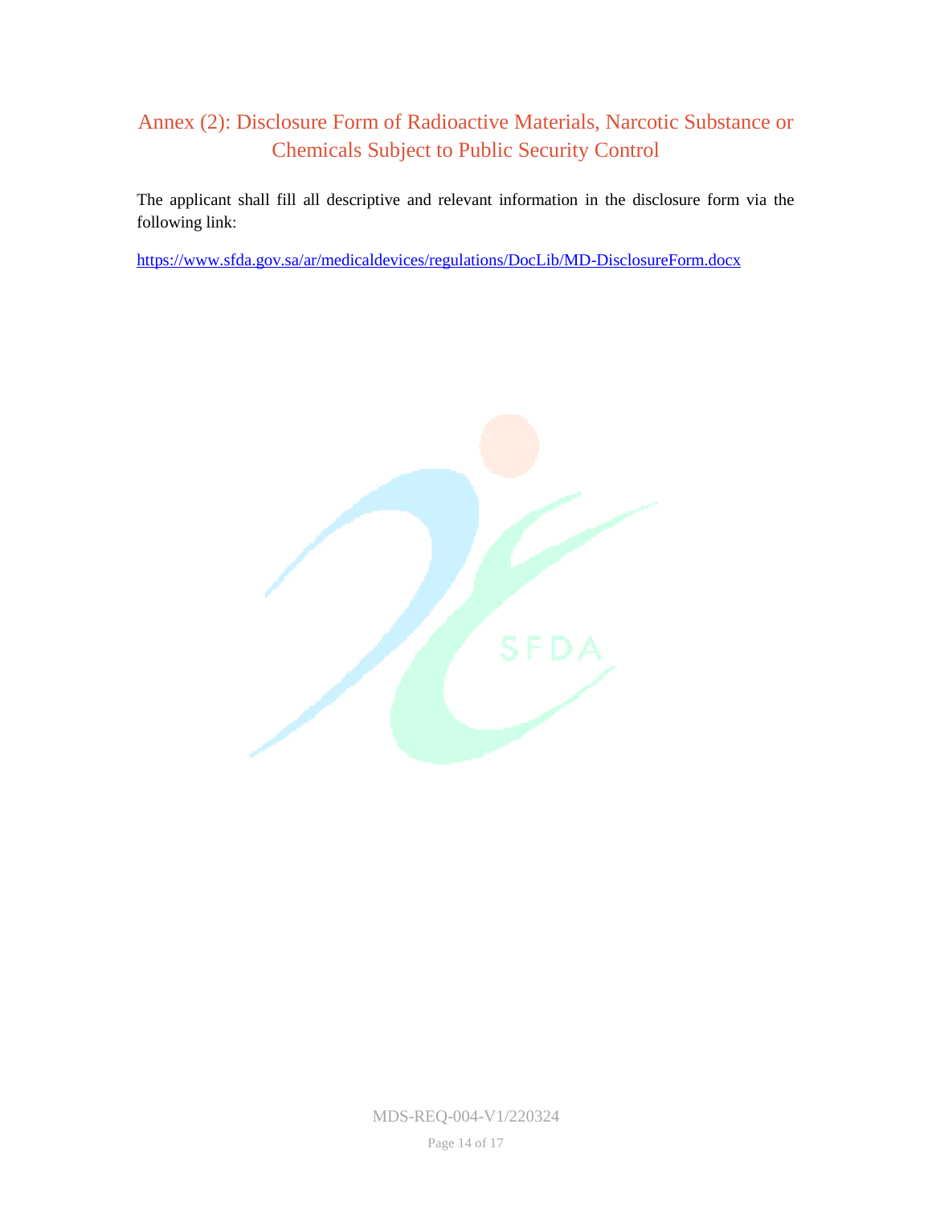## Annex (2): Disclosure Form of Radioactive Materials, Narcotic Substance or Chemicals Subject to Public Security Control

The applicant shall fill all descriptive and relevant information in the disclosure form via the following link:

https://www.sfda.gov.sa/ar/medicaldevices/regulations/DocLib/MD-DisclosureForm.docx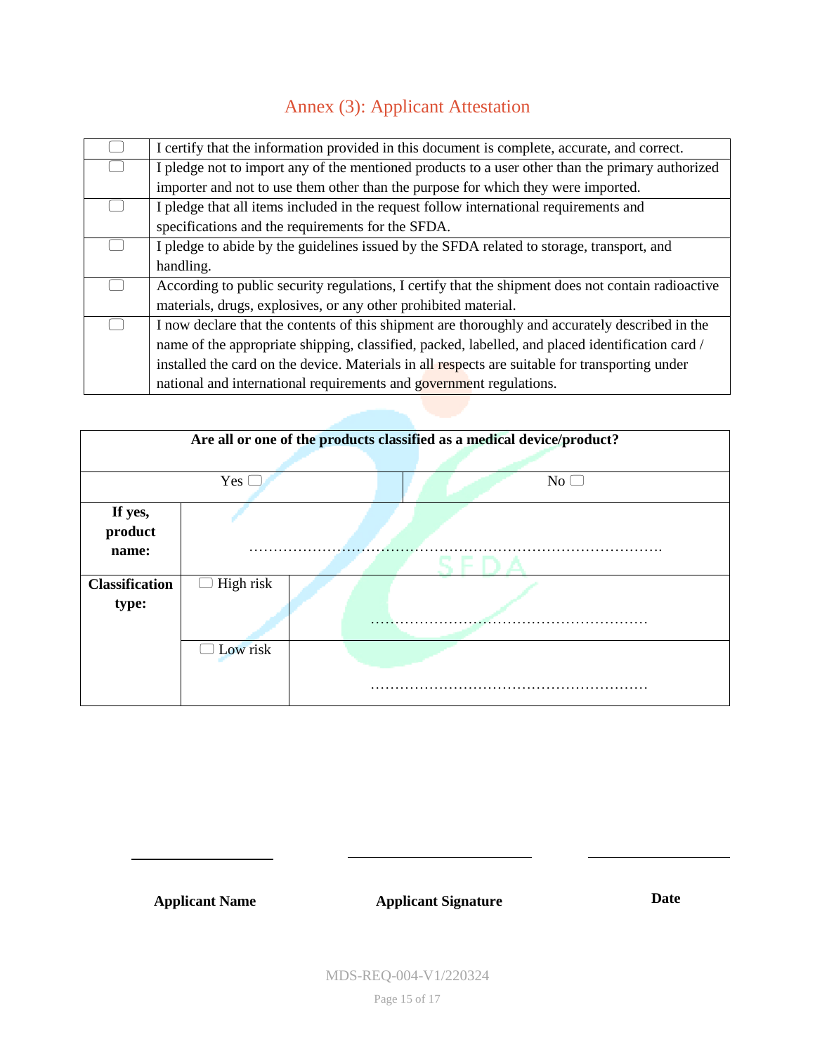# Annex (3): Applicant Attestation

| | |
|---|---|
| ☐ | I certify that the information provided in this document is complete, accurate, and correct. |
| ☐ | I pledge not to import any of the mentioned products to a user other than the primary authorized importer and not to use them other than the purpose for which they were imported. |
| ☐ | I pledge that all items included in the request follow international requirements and specifications and the requirements for the SFDA. |
| ☐ | I pledge to abide by the guidelines issued by the SFDA related to storage, transport, and handling. |
| ☐ | According to public security regulations, I certify that the shipment does not contain radioactive materials, drugs, explosives, or any other prohibited material. |
| ☐ | I now declare that the contents of this shipment are thoroughly and accurately described in the name of the appropriate shipping, classified, packed, labelled, and placed identification card / installed the card on the device. Materials in all respects are suitable for transporting under national and international requirements and government regulations. |

| **Are all or one of the products classified as a medical device/product?** | | |
|---|---|---|
| Yes ☐ | | No ☐ |
| **If yes, product name:** | …………………………………………………………………………… | |
| **Classification type:** | ☐ High risk | ……………………………………………………… |
| | ☐ Low risk | ……………………………………………………… |

| ____________________ | ____________________ | ____________________ |
|---|---|---|
| **Applicant Name** | **Applicant Signature** | **Date** |

MDS-REQ-004-V1/220324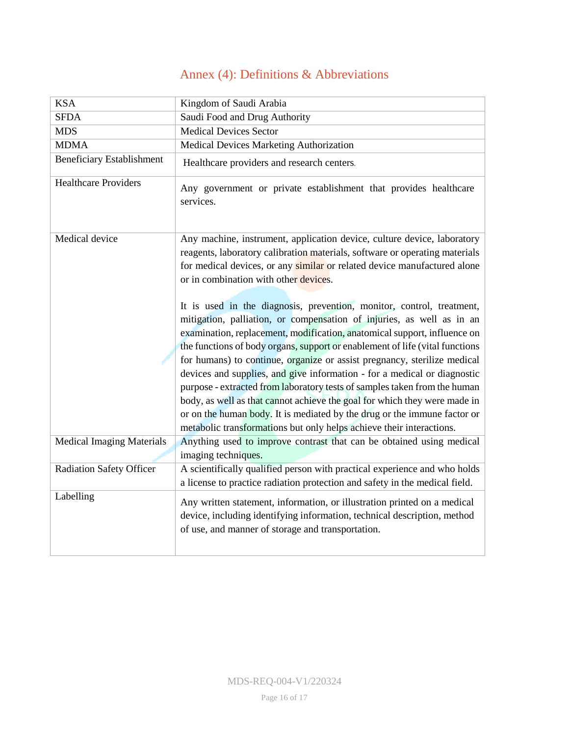# Annex (4): Definitions & Abbreviations

| | |
|---|---|
| KSA | Kingdom of Saudi Arabia |
| SFDA | Saudi Food and Drug Authority |
| MDS | Medical Devices Sector |
| MDMA | Medical Devices Marketing Authorization |
| Beneficiary Establishment | Healthcare providers and research centers. |
| Healthcare Providers | Any government or private establishment that provides healthcare services. |
| Medical device | Any machine, instrument, application device, culture device, laboratory reagents, laboratory calibration materials, software or operating materials for medical devices, or any similar or related device manufactured alone or in combination with other devices.<br><br>It is used in the diagnosis, prevention, monitor, control, treatment, mitigation, palliation, or compensation of injuries, as well as in an examination, replacement, modification, anatomical support, influence on the functions of body organs, support or enablement of life (vital functions for humans) to continue, organize or assist pregnancy, sterilize medical devices and supplies, and give information - for a medical or diagnostic purpose - extracted from laboratory tests of samples taken from the human body, as well as that cannot achieve the goal for which they were made in or on the human body. It is mediated by the drug or the immune factor or metabolic transformations but only helps achieve their interactions. |
| Medical Imaging Materials | Anything used to improve contrast that can be obtained using medical imaging techniques. |
| Radiation Safety Officer | A scientifically qualified person with practical experience and who holds a license to practice radiation protection and safety in the medical field. |
| Labelling | Any written statement, information, or illustration printed on a medical device, including identifying information, technical description, method of use, and manner of storage and transportation. |

MDS-REQ-004-V1/220324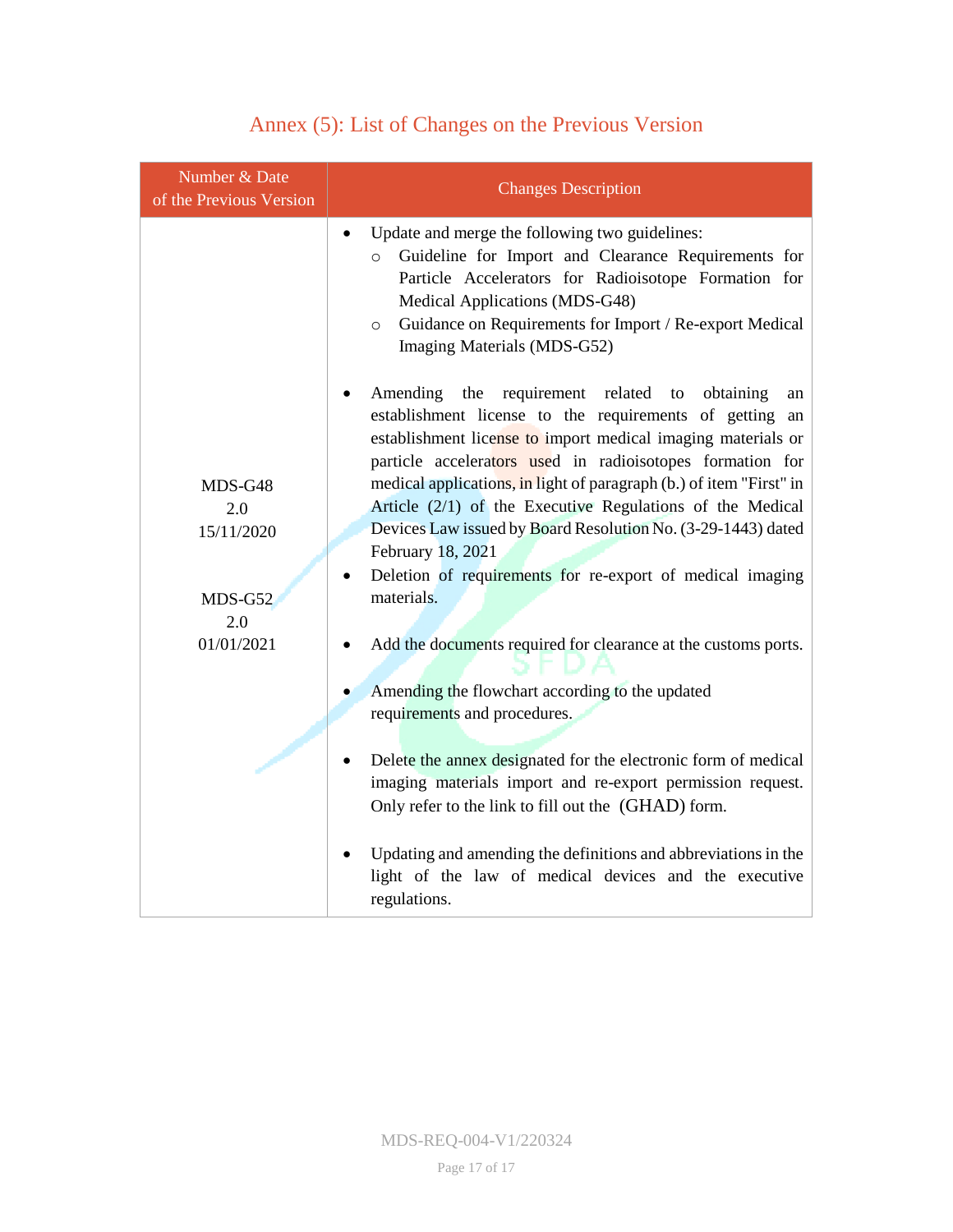# Annex (5): List of Changes on the Previous Version

| Number & Date of the Previous Version | Changes Description |
|---|---|
| MDS-G48<br>2.0<br>15/11/2020<br><br>MDS-G52<br>2.0<br>01/01/2021 | • Update and merge the following two guidelines:<br>  ○ Guideline for Import and Clearance Requirements for Particle Accelerators for Radioisotope Formation for Medical Applications (MDS-G48)<br>  ○ Guidance on Requirements for Import / Re-export Medical Imaging Materials (MDS-G52)<br><br>• Amending the requirement related to obtaining an establishment license to the requirements of getting an establishment license to import medical imaging materials or particle accelerators used in radioisotopes formation for medical applications, in light of paragraph (b.) of item "First" in Article (2/1) of the Executive Regulations of the Medical Devices Law issued by Board Resolution No. (3-29-1443) dated February 18, 2021<br>• Deletion of requirements for re-export of medical imaging materials.<br><br>• Add the documents required for clearance at the customs ports.<br><br>• Amending the flowchart according to the updated requirements and procedures.<br><br>• Delete the annex designated for the electronic form of medical imaging materials import and re-export permission request. Only refer to the link to fill out the (GHAD) form.<br><br>• Updating and amending the definitions and abbreviations in the light of the law of medical devices and the executive regulations. |